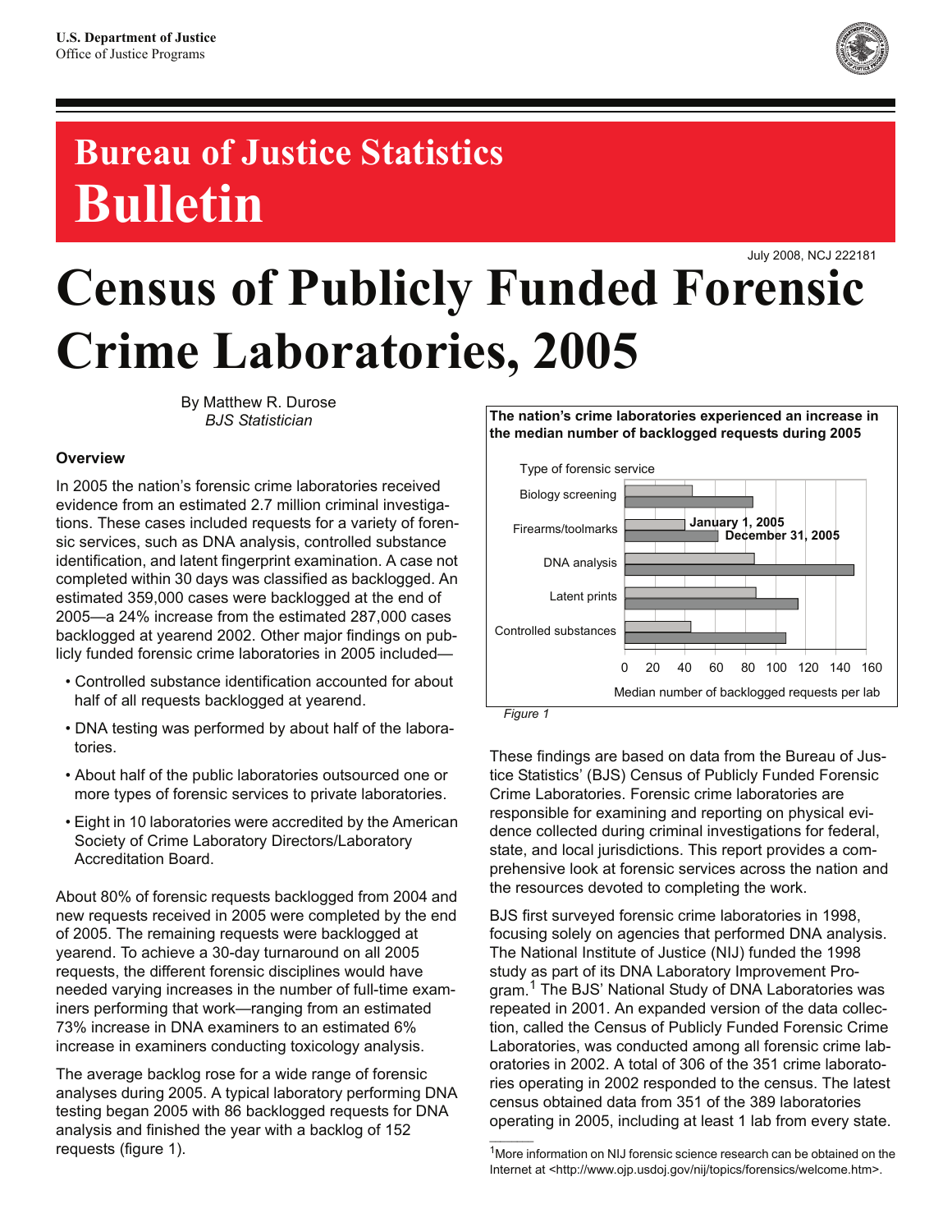U.S. Department of Justice
Office of Justice Programs

# Bureau of Justice Statistics Bulletin

July 2008, NCJ 222181

# Census of Publicly Funded Forensic Crime Laboratories, 2005

By Matthew R. Durose
*BJS Statistician*

## Overview

In 2005 the nation's forensic crime laboratories received evidence from an estimated 2.7 million criminal investigations. These cases included requests for a variety of forensic services, such as DNA analysis, controlled substance identification, and latent fingerprint examination. A case not completed within 30 days was classified as backlogged. An estimated 359,000 cases were backlogged at the end of 2005—a 24% increase from the estimated 287,000 cases backlogged at yearend 2002. Other major findings on publicly funded forensic crime laboratories in 2005 included—

- Controlled substance identification accounted for about half of all requests backlogged at yearend.
- DNA testing was performed by about half of the laboratories.
- About half of the public laboratories outsourced one or more types of forensic services to private laboratories.
- Eight in 10 laboratories were accredited by the American Society of Crime Laboratory Directors/Laboratory Accreditation Board.

About 80% of forensic requests backlogged from 2004 and new requests received in 2005 were completed by the end of 2005. The remaining requests were backlogged at yearend. To achieve a 30-day turnaround on all 2005 requests, the different forensic disciplines would have needed varying increases in the number of full-time examiners performing that work—ranging from an estimated 73% increase in DNA examiners to an estimated 6% increase in examiners conducting toxicology analysis.

The average backlog rose for a wide range of forensic analyses during 2005. A typical laboratory performing DNA testing began 2005 with 86 backlogged requests for DNA analysis and finished the year with a backlog of 152 requests (figure 1).

**The nation's crime laboratories experienced an increase in the median number of backlogged requests during 2005**

Type of forensic service: Biology screening, Firearms/toolmarks, DNA analysis, Latent prints, Controlled substances

Legend: January 1, 2005; December 31, 2005

Median number of backlogged requests per lab (0–160)

*Figure 1*

These findings are based on data from the Bureau of Justice Statistics' (BJS) Census of Publicly Funded Forensic Crime Laboratories. Forensic crime laboratories are responsible for examining and reporting on physical evidence collected during criminal investigations for federal, state, and local jurisdictions. This report provides a comprehensive look at forensic services across the nation and the resources devoted to completing the work.

BJS first surveyed forensic crime laboratories in 1998, focusing solely on agencies that performed DNA analysis. The National Institute of Justice (NIJ) funded the 1998 study as part of its DNA Laboratory Improvement Program.[1] The BJS' National Study of DNA Laboratories was repeated in 2001. An expanded version of the data collection, called the Census of Publicly Funded Forensic Crime Laboratories, was conducted among all forensic crime laboratories in 2002. A total of 306 of the 351 crime laboratories operating in 2002 responded to the census. The latest census obtained data from 351 of the 389 laboratories operating in 2005, including at least 1 lab from every state.

[1] More information on NIJ forensic science research can be obtained on the Internet at <http://www.ojp.usdoj.gov/nij/topics/forensics/welcome.htm>.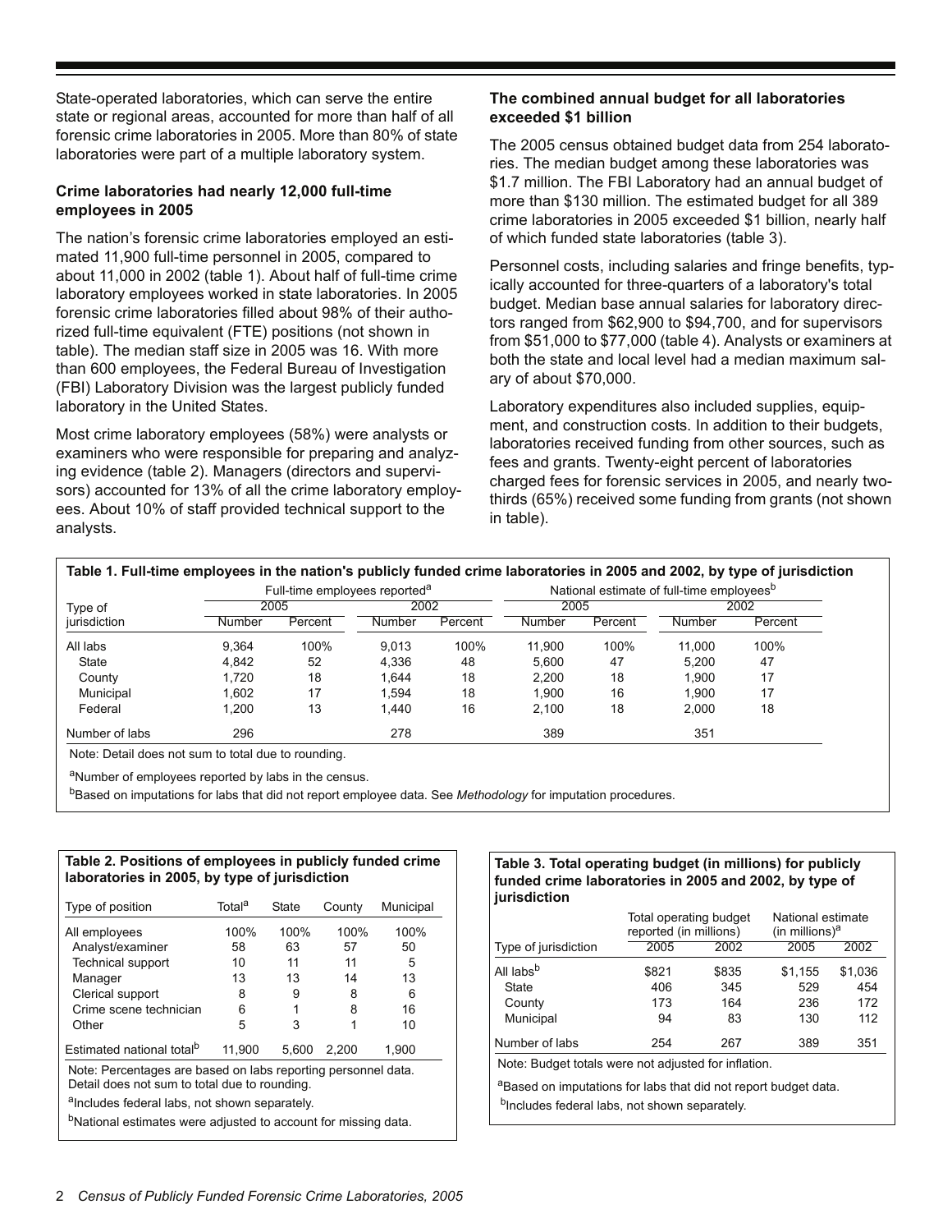State-operated laboratories, which can serve the entire state or regional areas, accounted for more than half of all forensic crime laboratories in 2005. More than 80% of state laboratories were part of a multiple laboratory system.

### Crime laboratories had nearly 12,000 full-time employees in 2005

The nation's forensic crime laboratories employed an estimated 11,900 full-time personnel in 2005, compared to about 11,000 in 2002 (table 1). About half of full-time crime laboratory employees worked in state laboratories. In 2005 forensic crime laboratories filled about 98% of their authorized full-time equivalent (FTE) positions (not shown in table). The median staff size in 2005 was 16. With more than 600 employees, the Federal Bureau of Investigation (FBI) Laboratory Division was the largest publicly funded laboratory in the United States.

Most crime laboratory employees (58%) were analysts or examiners who were responsible for preparing and analyzing evidence (table 2). Managers (directors and supervisors) accounted for 13% of all the crime laboratory employees. About 10% of staff provided technical support to the analysts.

### The combined annual budget for all laboratories exceeded $1 billion

The 2005 census obtained budget data from 254 laboratories. The median budget among these laboratories was $1.7 million. The FBI Laboratory had an annual budget of more than $130 million. The estimated budget for all 389 crime laboratories in 2005 exceeded $1 billion, nearly half of which funded state laboratories (table 3).

Personnel costs, including salaries and fringe benefits, typically accounted for three-quarters of a laboratory's total budget. Median base annual salaries for laboratory directors ranged from $62,900 to $94,700, and for supervisors from $51,000 to $77,000 (table 4). Analysts or examiners at both the state and local level had a median maximum salary of about $70,000.

Laboratory expenditures also included supplies, equipment, and construction costs. In addition to their budgets, laboratories received funding from other sources, such as fees and grants. Twenty-eight percent of laboratories charged fees for forensic services in 2005, and nearly two-thirds (65%) received some funding from grants (not shown in table).

**Table 1. Full-time employees in the nation's publicly funded crime laboratories in 2005 and 2002, by type of jurisdiction**

| Type of jurisdiction | Full-time employees reported[a] | | | | National estimate of full-time employees[b] | | | |
|---|---|---|---|---|---|---|---|---|
| | 2005 | | 2002 | | 2005 | | 2002 | |
| | Number | Percent | Number | Percent | Number | Percent | Number | Percent |
| All labs | 9,364 | 100% | 9,013 | 100% | 11,900 | 100% | 11,000 | 100% |
| State | 4,842 | 52 | 4,336 | 48 | 5,600 | 47 | 5,200 | 47 |
| County | 1,720 | 18 | 1,644 | 18 | 2,200 | 18 | 1,900 | 17 |
| Municipal | 1,602 | 17 | 1,594 | 18 | 1,900 | 16 | 1,900 | 17 |
| Federal | 1,200 | 13 | 1,440 | 16 | 2,100 | 18 | 2,000 | 18 |
| Number of labs | 296 | | 278 | | 389 | | 351 | |

Note: Detail does not sum to total due to rounding.

[a]Number of employees reported by labs in the census.

[b]Based on imputations for labs that did not report employee data. See *Methodology* for imputation procedures.

**Table 2. Positions of employees in publicly funded crime laboratories in 2005, by type of jurisdiction**

| Type of position | Total[a] | State | County | Municipal |
|---|---|---|---|---|
| All employees | 100% | 100% | 100% | 100% |
| Analyst/examiner | 58 | 63 | 57 | 50 |
| Technical support | 10 | 11 | 11 | 5 |
| Manager | 13 | 13 | 14 | 13 |
| Clerical support | 8 | 9 | 8 | 6 |
| Crime scene technician | 6 | 1 | 8 | 16 |
| Other | 5 | 3 | 1 | 10 |
| Estimated national total[b] | 11,900 | 5,600 | 2,200 | 1,900 |

Note: Percentages are based on labs reporting personnel data. Detail does not sum to total due to rounding.

[a]Includes federal labs, not shown separately.

[b]National estimates were adjusted to account for missing data.

**Table 3. Total operating budget (in millions) for publicly funded crime laboratories in 2005 and 2002, by type of jurisdiction**

| Type of jurisdiction | Total operating budget reported (in millions) | | National estimate (in millions)[a] | |
|---|---|---|---|---|
| | 2005 | 2002 | 2005 | 2002 |
| All labs[b] | $821 | $835 | $1,155 | $1,036 |
| State | 406 | 345 | 529 | 454 |
| County | 173 | 164 | 236 | 172 |
| Municipal | 94 | 83 | 130 | 112 |
| Number of labs | 254 | 267 | 389 | 351 |

Note: Budget totals were not adjusted for inflation.

[a]Based on imputations for labs that did not report budget data.

[b]Includes federal labs, not shown separately.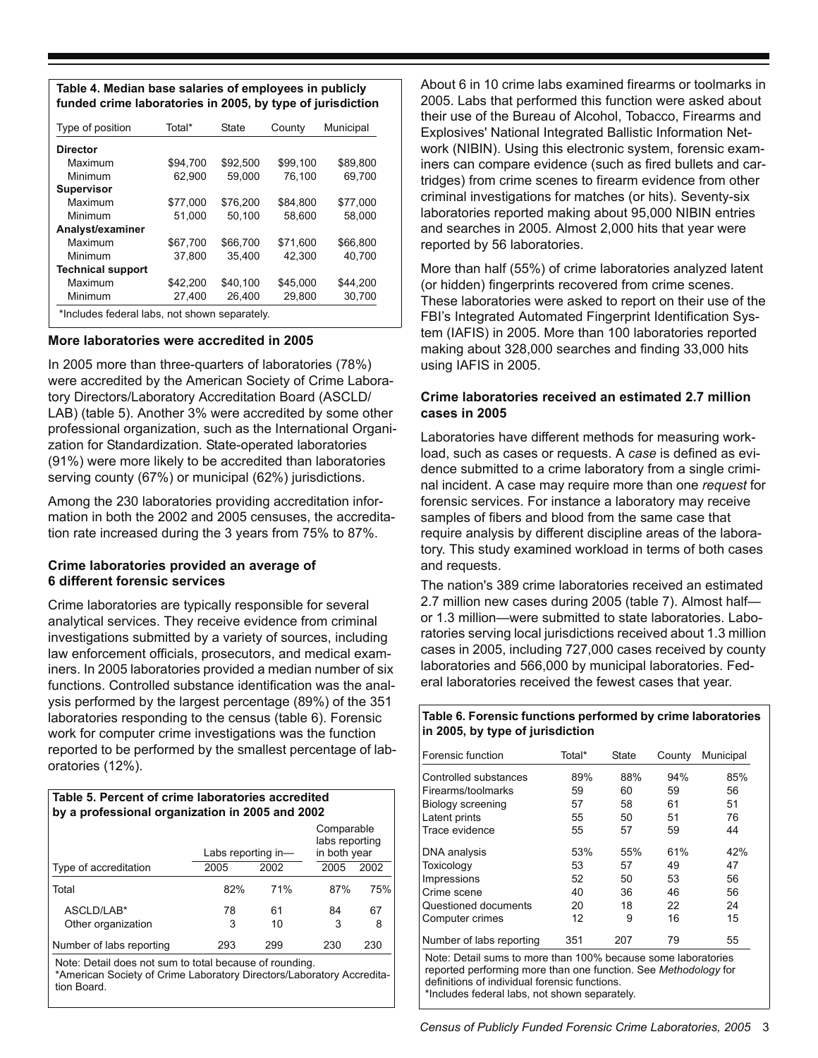**Table 4. Median base salaries of employees in publicly funded crime laboratories in 2005, by type of jurisdiction**

| Type of position | Total* | State | County | Municipal |
|---|---|---|---|---|
| **Director** | | | | |
| Maximum | $94,700 | $92,500 | $99,100 | $89,800 |
| Minimum | 62,900 | 59,000 | 76,100 | 69,700 |
| **Supervisor** | | | | |
| Maximum | $77,000 | $76,200 | $84,800 | $77,000 |
| Minimum | 51,000 | 50,100 | 58,600 | 58,000 |
| **Analyst/examiner** | | | | |
| Maximum | $67,700 | $66,700 | $71,600 | $66,800 |
| Minimum | 37,800 | 35,400 | 42,300 | 40,700 |
| **Technical support** | | | | |
| Maximum | $42,200 | $40,100 | $45,000 | $44,200 |
| Minimum | 27,400 | 26,400 | 29,800 | 30,700 |

*Includes federal labs, not shown separately.

### More laboratories were accredited in 2005

In 2005 more than three-quarters of laboratories (78%) were accredited by the American Society of Crime Laboratory Directors/Laboratory Accreditation Board (ASCLD/LAB) (table 5). Another 3% were accredited by some other professional organization, such as the International Organization for Standardization. State-operated laboratories (91%) were more likely to be accredited than laboratories serving county (67%) or municipal (62%) jurisdictions.

Among the 230 laboratories providing accreditation information in both the 2002 and 2005 censuses, the accreditation rate increased during the 3 years from 75% to 87%.

### Crime laboratories provided an average of 6 different forensic services

Crime laboratories are typically responsible for several analytical services. They receive evidence from criminal investigations submitted by a variety of sources, including law enforcement officials, prosecutors, and medical examiners. In 2005 laboratories provided a median number of six functions. Controlled substance identification was the analysis performed by the largest percentage (89%) of the 351 laboratories responding to the census (table 6). Forensic work for computer crime investigations was the function reported to be performed by the smallest percentage of laboratories (12%).

**Table 5. Percent of crime laboratories accredited by a professional organization in 2005 and 2002**

| Type of accreditation | Labs reporting in— | | Comparable labs reporting in both year | |
|---|---|---|---|---|
| | 2005 | 2002 | 2005 | 2002 |
| Total | 82% | 71% | 87% | 75% |
| ASCLD/LAB* | 78 | 61 | 84 | 67 |
| Other organization | 3 | 10 | 3 | 8 |
| Number of labs reporting | 293 | 299 | 230 | 230 |

Note: Detail does not sum to total because of rounding.
*American Society of Crime Laboratory Directors/Laboratory Accreditation Board.

About 6 in 10 crime labs examined firearms or toolmarks in 2005. Labs that performed this function were asked about their use of the Bureau of Alcohol, Tobacco, Firearms and Explosives' National Integrated Ballistic Information Network (NIBIN). Using this electronic system, forensic examiners can compare evidence (such as fired bullets and cartridges) from crime scenes to firearm evidence from other criminal investigations for matches (or hits). Seventy-six laboratories reported making about 95,000 NIBIN entries and searches in 2005. Almost 2,000 hits that year were reported by 56 laboratories.

More than half (55%) of crime laboratories analyzed latent (or hidden) fingerprints recovered from crime scenes. These laboratories were asked to report on their use of the FBI's Integrated Automated Fingerprint Identification System (IAFIS) in 2005. More than 100 laboratories reported making about 328,000 searches and finding 33,000 hits using IAFIS in 2005.

### Crime laboratories received an estimated 2.7 million cases in 2005

Laboratories have different methods for measuring workload, such as cases or requests. A *case* is defined as evidence submitted to a crime laboratory from a single criminal incident. A case may require more than one *request* for forensic services. For instance a laboratory may receive samples of fibers and blood from the same case that require analysis by different discipline areas of the laboratory. This study examined workload in terms of both cases and requests.

The nation's 389 crime laboratories received an estimated 2.7 million new cases during 2005 (table 7). Almost half—or 1.3 million—were submitted to state laboratories. Laboratories serving local jurisdictions received about 1.3 million cases in 2005, including 727,000 cases received by county laboratories and 566,000 by municipal laboratories. Federal laboratories received the fewest cases that year.

**Table 6. Forensic functions performed by crime laboratories in 2005, by type of jurisdiction**

| Forensic function | Total* | State | County | Municipal |
|---|---|---|---|---|
| Controlled substances | 89% | 88% | 94% | 85% |
| Firearms/toolmarks | 59 | 60 | 59 | 56 |
| Biology screening | 57 | 58 | 61 | 51 |
| Latent prints | 55 | 50 | 51 | 76 |
| Trace evidence | 55 | 57 | 59 | 44 |
| DNA analysis | 53% | 55% | 61% | 42% |
| Toxicology | 53 | 57 | 49 | 47 |
| Impressions | 52 | 50 | 53 | 56 |
| Crime scene | 40 | 36 | 46 | 56 |
| Questioned documents | 20 | 18 | 22 | 24 |
| Computer crimes | 12 | 9 | 16 | 15 |
| Number of labs reporting | 351 | 207 | 79 | 55 |

Note: Detail sums to more than 100% because some laboratories reported performing more than one function. See *Methodology* for definitions of individual forensic functions.
*Includes federal labs, not shown separately.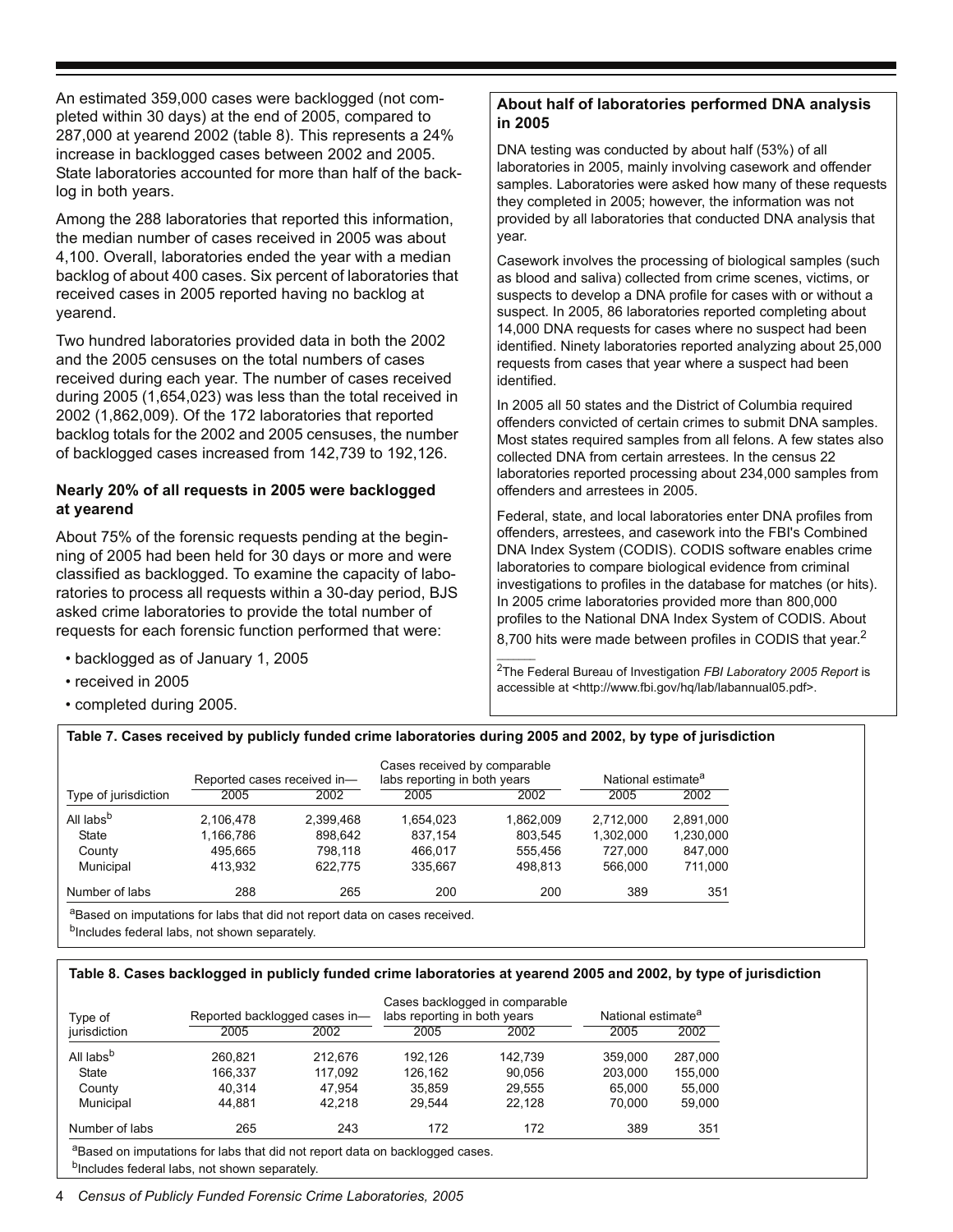An estimated 359,000 cases were backlogged (not completed within 30 days) at the end of 2005, compared to 287,000 at yearend 2002 (table 8). This represents a 24% increase in backlogged cases between 2002 and 2005. State laboratories accounted for more than half of the backlog in both years.

Among the 288 laboratories that reported this information, the median number of cases received in 2005 was about 4,100. Overall, laboratories ended the year with a median backlog of about 400 cases. Six percent of laboratories that received cases in 2005 reported having no backlog at yearend.

Two hundred laboratories provided data in both the 2002 and the 2005 censuses on the total numbers of cases received during each year. The number of cases received during 2005 (1,654,023) was less than the total received in 2002 (1,862,009). Of the 172 laboratories that reported backlog totals for the 2002 and 2005 censuses, the number of backlogged cases increased from 142,739 to 192,126.

### Nearly 20% of all requests in 2005 were backlogged at yearend

About 75% of the forensic requests pending at the beginning of 2005 had been held for 30 days or more and were classified as backlogged. To examine the capacity of laboratories to process all requests within a 30-day period, BJS asked crime laboratories to provide the total number of requests for each forensic function performed that were:

- backlogged as of January 1, 2005
- received in 2005
- completed during 2005.

### About half of laboratories performed DNA analysis in 2005

DNA testing was conducted by about half (53%) of all laboratories in 2005, mainly involving casework and offender samples. Laboratories were asked how many of these requests they completed in 2005; however, the information was not provided by all laboratories that conducted DNA analysis that year.

Casework involves the processing of biological samples (such as blood and saliva) collected from crime scenes, victims, or suspects to develop a DNA profile for cases with or without a suspect. In 2005, 86 laboratories reported completing about 14,000 DNA requests for cases where no suspect had been identified. Ninety laboratories reported analyzing about 25,000 requests from cases that year where a suspect had been identified.

In 2005 all 50 states and the District of Columbia required offenders convicted of certain crimes to submit DNA samples. Most states required samples from all felons. A few states also collected DNA from certain arrestees. In the census 22 laboratories reported processing about 234,000 samples from offenders and arrestees in 2005.

Federal, state, and local laboratories enter DNA profiles from offenders, arrestees, and casework into the FBI's Combined DNA Index System (CODIS). CODIS software enables crime laboratories to compare biological evidence from criminal investigations to profiles in the database for matches (or hits). In 2005 crime laboratories provided more than 800,000 profiles to the National DNA Index System of CODIS. About 8,700 hits were made between profiles in CODIS that year.[2]

[2]The Federal Bureau of Investigation *FBI Laboratory 2005 Report* is accessible at <http://www.fbi.gov/hq/lab/labannual05.pdf>.

**Table 7. Cases received by publicly funded crime laboratories during 2005 and 2002, by type of jurisdiction**

| Type of jurisdiction | Reported cases received in— | | Cases received by comparable labs reporting in both years | | National estimate[a] | |
|---|---|---|---|---|---|---|
| | 2005 | 2002 | 2005 | 2002 | 2005 | 2002 |
| All labs[b] | 2,106,478 | 2,399,468 | 1,654,023 | 1,862,009 | 2,712,000 | 2,891,000 |
| State | 1,166,786 | 898,642 | 837,154 | 803,545 | 1,302,000 | 1,230,000 |
| County | 495,665 | 798,118 | 466,017 | 555,456 | 727,000 | 847,000 |
| Municipal | 413,932 | 622,775 | 335,667 | 498,813 | 566,000 | 711,000 |
| Number of labs | 288 | 265 | 200 | 200 | 389 | 351 |

[a]Based on imputations for labs that did not report data on cases received.
[b]Includes federal labs, not shown separately.

**Table 8. Cases backlogged in publicly funded crime laboratories at yearend 2005 and 2002, by type of jurisdiction**

| Type of jurisdiction | Reported backlogged cases in— | | Cases backlogged in comparable labs reporting in both years | | National estimate[a] | |
|---|---|---|---|---|---|---|
| | 2005 | 2002 | 2005 | 2002 | 2005 | 2002 |
| All labs[b] | 260,821 | 212,676 | 192,126 | 142,739 | 359,000 | 287,000 |
| State | 166,337 | 117,092 | 126,162 | 90,056 | 203,000 | 155,000 |
| County | 40,314 | 47,954 | 35,859 | 29,555 | 65,000 | 55,000 |
| Municipal | 44,881 | 42,218 | 29,544 | 22,128 | 70,000 | 59,000 |
| Number of labs | 265 | 243 | 172 | 172 | 389 | 351 |

[a]Based on imputations for labs that did not report data on backlogged cases.
[b]Includes federal labs, not shown separately.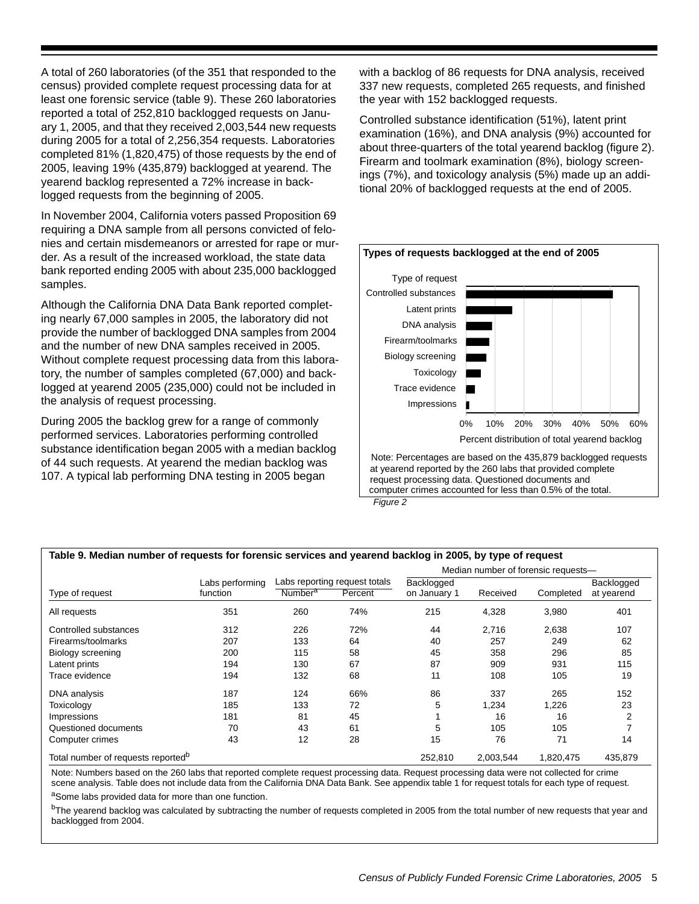A total of 260 laboratories (of the 351 that responded to the census) provided complete request processing data for at least one forensic service (table 9). These 260 laboratories reported a total of 252,810 backlogged requests on January 1, 2005, and that they received 2,003,544 new requests during 2005 for a total of 2,256,354 requests. Laboratories completed 81% (1,820,475) of those requests by the end of 2005, leaving 19% (435,879) backlogged at yearend. The yearend backlog represented a 72% increase in backlogged requests from the beginning of 2005.

In November 2004, California voters passed Proposition 69 requiring a DNA sample from all persons convicted of felonies and certain misdemeanors or arrested for rape or murder. As a result of the increased workload, the state data bank reported ending 2005 with about 235,000 backlogged samples.

Although the California DNA Data Bank reported completing nearly 67,000 samples in 2005, the laboratory did not provide the number of backlogged DNA samples from 2004 and the number of new DNA samples received in 2005. Without complete request processing data from this laboratory, the number of samples completed (67,000) and backlogged at yearend 2005 (235,000) could not be included in the analysis of request processing.

During 2005 the backlog grew for a range of commonly performed services. Laboratories performing controlled substance identification began 2005 with a median backlog of 44 such requests. At yearend the median backlog was 107. A typical lab performing DNA testing in 2005 began with a backlog of 86 requests for DNA analysis, received 337 new requests, completed 265 requests, and finished the year with 152 backlogged requests.

Controlled substance identification (51%), latent print examination (16%), and DNA analysis (9%) accounted for about three-quarters of the total yearend backlog (figure 2). Firearm and toolmark examination (8%), biology screenings (7%), and toxicology analysis (5%) made up an additional 20% of backlogged requests at the end of 2005.

**Types of requests backlogged at the end of 2005**

| Type of request | Percent distribution of total yearend backlog |
|---|---|
| Controlled substances | 51% |
| Latent prints | 16% |
| DNA analysis | 9% |
| Firearm/toolmarks | 8% |
| Biology screening | 7% |
| Toxicology | 5% |
| Trace evidence | 3% |
| Impressions | 1% |

Note: Percentages are based on the 435,879 backlogged requests at yearend reported by the 260 labs that provided complete request processing data. Questioned documents and computer crimes accounted for less than 0.5% of the total.

*Figure 2*

**Table 9. Median number of requests for forensic services and yearend backlog in 2005, by type of request**

| | | | | Median number of forensic requests— | | | |
|---|---|---|---|---|---|---|---|
| | Labs performing | Labs reporting request totals | | Backlogged | | | Backlogged |
| Type of request | function | Number[a] | Percent | on January 1 | Received | Completed | at yearend |
| All requests | 351 | 260 | 74% | 215 | 4,328 | 3,980 | 401 |
| Controlled substances | 312 | 226 | 72% | 44 | 2,716 | 2,638 | 107 |
| Firearms/toolmarks | 207 | 133 | 64 | 40 | 257 | 249 | 62 |
| Biology screening | 200 | 115 | 58 | 45 | 358 | 296 | 85 |
| Latent prints | 194 | 130 | 67 | 87 | 909 | 931 | 115 |
| Trace evidence | 194 | 132 | 68 | 11 | 108 | 105 | 19 |
| DNA analysis | 187 | 124 | 66% | 86 | 337 | 265 | 152 |
| Toxicology | 185 | 133 | 72 | 5 | 1,234 | 1,226 | 23 |
| Impressions | 181 | 81 | 45 | 1 | 16 | 16 | 2 |
| Questioned documents | 70 | 43 | 61 | 5 | 105 | 105 | 7 |
| Computer crimes | 43 | 12 | 28 | 15 | 76 | 71 | 14 |
| Total number of requests reported[b] | | | | 252,810 | 2,003,544 | 1,820,475 | 435,879 |

Note: Numbers based on the 260 labs that reported complete request processing data. Request processing data were not collected for crime scene analysis. Table does not include data from the California DNA Data Bank. See appendix table 1 for request totals for each type of request.

[a]Some labs provided data for more than one function.

[b]The yearend backlog was calculated by subtracting the number of requests completed in 2005 from the total number of new requests that year and backlogged from 2004.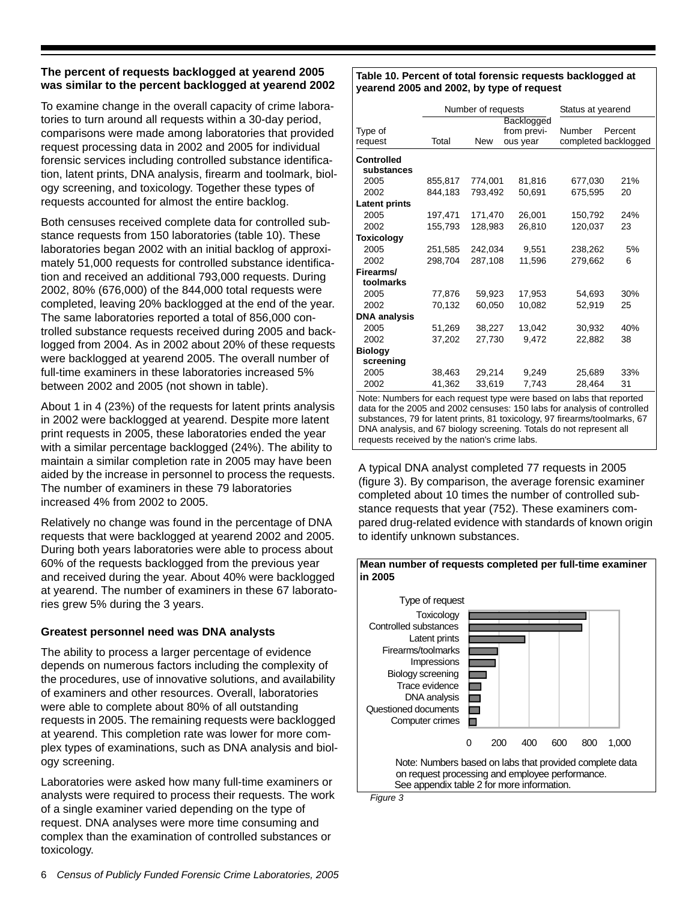### The percent of requests backlogged at yearend 2005 was similar to the percent backlogged at yearend 2002

To examine change in the overall capacity of crime laboratories to turn around all requests within a 30-day period, comparisons were made among laboratories that provided request processing data in 2002 and 2005 for individual forensic services including controlled substance identification, latent prints, DNA analysis, firearm and toolmark, biology screening, and toxicology. Together these types of requests accounted for almost the entire backlog.

Both censuses received complete data for controlled substance requests from 150 laboratories (table 10). These laboratories began 2002 with an initial backlog of approximately 51,000 requests for controlled substance identification and received an additional 793,000 requests. During 2002, 80% (676,000) of the 844,000 total requests were completed, leaving 20% backlogged at the end of the year. The same laboratories reported a total of 856,000 controlled substance requests received during 2005 and backlogged from 2004. As in 2002 about 20% of these requests were backlogged at yearend 2005. The overall number of full-time examiners in these laboratories increased 5% between 2002 and 2005 (not shown in table).

About 1 in 4 (23%) of the requests for latent prints analysis in 2002 were backlogged at yearend. Despite more latent print requests in 2005, these laboratories ended the year with a similar percentage backlogged (24%). The ability to maintain a similar completion rate in 2005 may have been aided by the increase in personnel to process the requests. The number of examiners in these 79 laboratories increased 4% from 2002 to 2005.

Relatively no change was found in the percentage of DNA requests that were backlogged at yearend 2002 and 2005. During both years laboratories were able to process about 60% of the requests backlogged from the previous year and received during the year. About 40% were backlogged at yearend. The number of examiners in these 67 laboratories grew 5% during the 3 years.

### Greatest personnel need was DNA analysts

The ability to process a larger percentage of evidence depends on numerous factors including the complexity of the procedures, use of innovative solutions, and availability of examiners and other resources. Overall, laboratories were able to complete about 80% of all outstanding requests in 2005. The remaining requests were backlogged at yearend. This completion rate was lower for more complex types of examinations, such as DNA analysis and biology screening.

Laboratories were asked how many full-time examiners or analysts were required to process their requests. The work of a single examiner varied depending on the type of request. DNA analyses were more time consuming and complex than the examination of controlled substances or toxicology.

**Table 10. Percent of total forensic requests backlogged at yearend 2005 and 2002, by type of request**

| Type of request | Number of requests | | | Status at yearend | |
|---|---|---|---|---|---|
| | Total | New | Backlogged from previous year | Number completed | Percent backlogged |
| **Controlled substances** | | | | | |
| 2005 | 855,817 | 774,001 | 81,816 | 677,030 | 21% |
| 2002 | 844,183 | 793,492 | 50,691 | 675,595 | 20 |
| **Latent prints** | | | | | |
| 2005 | 197,471 | 171,470 | 26,001 | 150,792 | 24% |
| 2002 | 155,793 | 128,983 | 26,810 | 120,037 | 23 |
| **Toxicology** | | | | | |
| 2005 | 251,585 | 242,034 | 9,551 | 238,262 | 5% |
| 2002 | 298,704 | 287,108 | 11,596 | 279,662 | 6 |
| **Firearms/ toolmarks** | | | | | |
| 2005 | 77,876 | 59,923 | 17,953 | 54,693 | 30% |
| 2002 | 70,132 | 60,050 | 10,082 | 52,919 | 25 |
| **DNA analysis** | | | | | |
| 2005 | 51,269 | 38,227 | 13,042 | 30,932 | 40% |
| 2002 | 37,202 | 27,730 | 9,472 | 22,882 | 38 |
| **Biology screening** | | | | | |
| 2005 | 38,463 | 29,214 | 9,249 | 25,689 | 33% |
| 2002 | 41,362 | 33,619 | 7,743 | 28,464 | 31 |

Note: Numbers for each request type were based on labs that reported data for the 2005 and 2002 censuses: 150 labs for analysis of controlled substances, 79 for latent prints, 81 toxicology, 97 firearms/toolmarks, 67 DNA analysis, and 67 biology screening. Totals do not represent all requests received by the nation's crime labs.

A typical DNA analyst completed 77 requests in 2005 (figure 3). By comparison, the average forensic examiner completed about 10 times the number of controlled substance requests that year (752). These examiners compared drug-related evidence with standards of known origin to identify unknown substances.

**Mean number of requests completed per full-time examiner in 2005**

Type of request: Toxicology, Controlled substances, Latent prints, Firearms/toolmarks, Impressions, Biology screening, Trace evidence, DNA analysis, Questioned documents, Computer crimes

0 200 400 600 800 1,000

Note: Numbers based on labs that provided complete data on request processing and employee performance. See appendix table 2 for more information.

*Figure 3*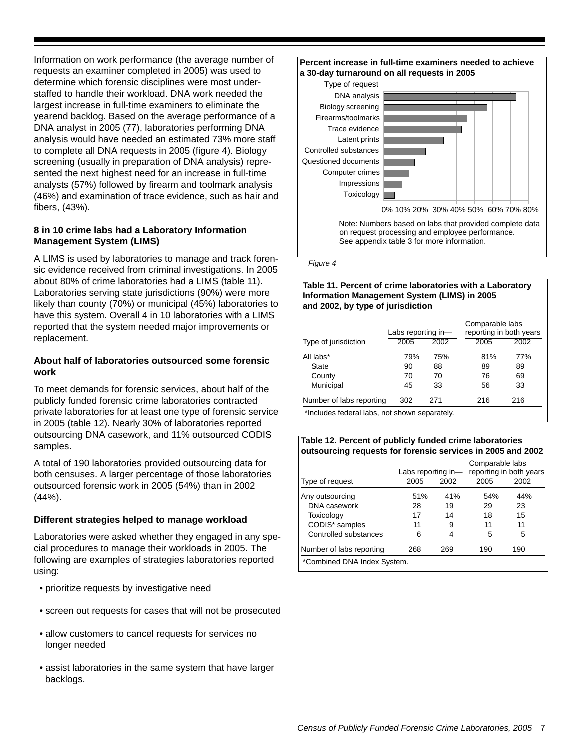Information on work performance (the average number of requests an examiner completed in 2005) was used to determine which forensic disciplines were most under-staffed to handle their workload. DNA work needed the largest increase in full-time examiners to eliminate the yearend backlog. Based on the average performance of a DNA analyst in 2005 (77), laboratories performing DNA analysis would have needed an estimated 73% more staff to complete all DNA requests in 2005 (figure 4). Biology screening (usually in preparation of DNA analysis) represented the next highest need for an increase in full-time analysts (57%) followed by firearm and toolmark analysis (46%) and examination of trace evidence, such as hair and fibers, (43%).

**Percent increase in full-time examiners needed to achieve a 30-day turnaround on all requests in 2005**

Type of request: DNA analysis; Biology screening; Firearms/toolmarks; Trace evidence; Latent prints; Controlled substances; Questioned documents; Computer crimes; Impressions; Toxicology

0% 10% 20% 30% 40% 50% 60% 70% 80%

Note: Numbers based on labs that provided complete data on request processing and employee performance. See appendix table 3 for more information.

*Figure 4*

### 8 in 10 crime labs had a Laboratory Information Management System (LIMS)

A LIMS is used by laboratories to manage and track forensic evidence received from criminal investigations. In 2005 about 80% of crime laboratories had a LIMS (table 11). Laboratories serving state jurisdictions (90%) were more likely than county (70%) or municipal (45%) laboratories to have this system. Overall 4 in 10 laboratories with a LIMS reported that the system needed major improvements or replacement.

**Table 11. Percent of crime laboratories with a Laboratory Information Management System (LIMS) in 2005 and 2002, by type of jurisdiction**

| | Labs reporting in— | | Comparable labs reporting in both years | |
|---|---|---|---|---|
| Type of jurisdiction | 2005 | 2002 | 2005 | 2002 |
| All labs* | 79% | 75% | 81% | 77% |
| State | 90 | 88 | 89 | 89 |
| County | 70 | 70 | 76 | 69 |
| Municipal | 45 | 33 | 56 | 33 |
| Number of labs reporting | 302 | 271 | 216 | 216 |

*Includes federal labs, not shown separately.

### About half of laboratories outsourced some forensic work

To meet demands for forensic services, about half of the publicly funded forensic crime laboratories contracted private laboratories for at least one type of forensic service in 2005 (table 12). Nearly 30% of laboratories reported outsourcing DNA casework, and 11% outsourced CODIS samples.

A total of 190 laboratories provided outsourcing data for both censuses. A larger percentage of those laboratories outsourced forensic work in 2005 (54%) than in 2002 (44%).

**Table 12. Percent of publicly funded crime laboratories outsourcing requests for forensic services in 2005 and 2002**

| | Labs reporting in— | | Comparable labs reporting in both years | |
|---|---|---|---|---|
| Type of request | 2005 | 2002 | 2005 | 2002 |
| Any outsourcing | 51% | 41% | 54% | 44% |
| DNA casework | 28 | 19 | 29 | 23 |
| Toxicology | 17 | 14 | 18 | 15 |
| CODIS* samples | 11 | 9 | 11 | 11 |
| Controlled substances | 6 | 4 | 5 | 5 |
| Number of labs reporting | 268 | 269 | 190 | 190 |

*Combined DNA Index System.

### Different strategies helped to manage workload

Laboratories were asked whether they engaged in any special procedures to manage their workloads in 2005. The following are examples of strategies laboratories reported using:

- prioritize requests by investigative need
- screen out requests for cases that will not be prosecuted
- allow customers to cancel requests for services no longer needed
- assist laboratories in the same system that have larger backlogs.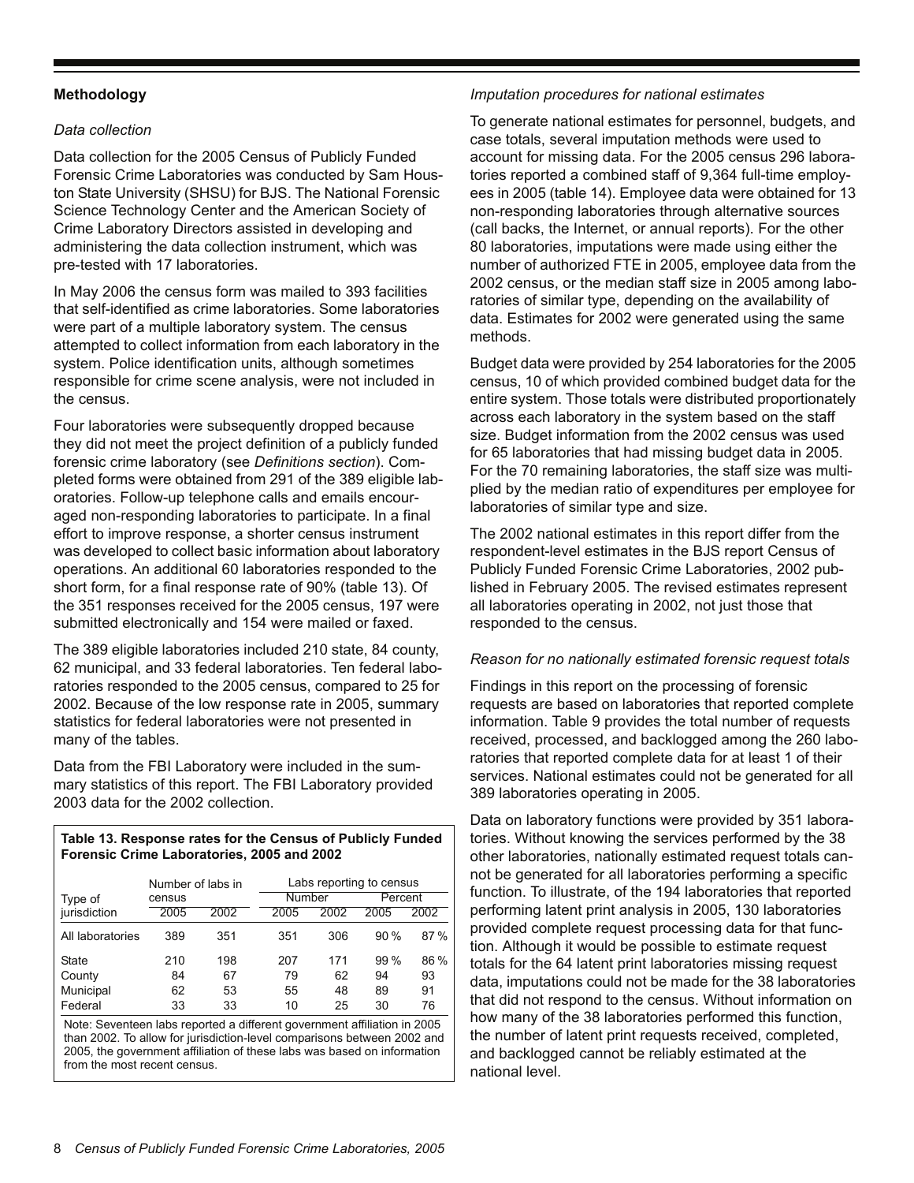## Methodology

### *Data collection*

Data collection for the 2005 Census of Publicly Funded Forensic Crime Laboratories was conducted by Sam Houston State University (SHSU) for BJS. The National Forensic Science Technology Center and the American Society of Crime Laboratory Directors assisted in developing and administering the data collection instrument, which was pre-tested with 17 laboratories.

In May 2006 the census form was mailed to 393 facilities that self-identified as crime laboratories. Some laboratories were part of a multiple laboratory system. The census attempted to collect information from each laboratory in the system. Police identification units, although sometimes responsible for crime scene analysis, were not included in the census.

Four laboratories were subsequently dropped because they did not meet the project definition of a publicly funded forensic crime laboratory (see *Definitions section*). Completed forms were obtained from 291 of the 389 eligible laboratories. Follow-up telephone calls and emails encouraged non-responding laboratories to participate. In a final effort to improve response, a shorter census instrument was developed to collect basic information about laboratory operations. An additional 60 laboratories responded to the short form, for a final response rate of 90% (table 13). Of the 351 responses received for the 2005 census, 197 were submitted electronically and 154 were mailed or faxed.

The 389 eligible laboratories included 210 state, 84 county, 62 municipal, and 33 federal laboratories. Ten federal laboratories responded to the 2005 census, compared to 25 for 2002. Because of the low response rate in 2005, summary statistics for federal laboratories were not presented in many of the tables.

Data from the FBI Laboratory were included in the summary statistics of this report. The FBI Laboratory provided 2003 data for the 2002 collection.

**Table 13. Response rates for the Census of Publicly Funded Forensic Crime Laboratories, 2005 and 2002**

| Type of jurisdiction | Number of labs in census | | Labs reporting to census | | | |
|---|---|---|---|---|---|---|
| | | | Number | | Percent | |
| | 2005 | 2002 | 2005 | 2002 | 2005 | 2002 |
| All laboratories | 389 | 351 | 351 | 306 | 90 % | 87 % |
| State | 210 | 198 | 207 | 171 | 99 % | 86 % |
| County | 84 | 67 | 79 | 62 | 94 | 93 |
| Municipal | 62 | 53 | 55 | 48 | 89 | 91 |
| Federal | 33 | 33 | 10 | 25 | 30 | 76 |

Note: Seventeen labs reported a different government affiliation in 2005 than 2002. To allow for jurisdiction-level comparisons between 2002 and 2005, the government affiliation of these labs was based on information from the most recent census.

### *Imputation procedures for national estimates*

To generate national estimates for personnel, budgets, and case totals, several imputation methods were used to account for missing data. For the 2005 census 296 laboratories reported a combined staff of 9,364 full-time employees in 2005 (table 14). Employee data were obtained for 13 non-responding laboratories through alternative sources (call backs, the Internet, or annual reports). For the other 80 laboratories, imputations were made using either the number of authorized FTE in 2005, employee data from the 2002 census, or the median staff size in 2005 among laboratories of similar type, depending on the availability of data. Estimates for 2002 were generated using the same methods.

Budget data were provided by 254 laboratories for the 2005 census, 10 of which provided combined budget data for the entire system. Those totals were distributed proportionately across each laboratory in the system based on the staff size. Budget information from the 2002 census was used for 65 laboratories that had missing budget data in 2005. For the 70 remaining laboratories, the staff size was multiplied by the median ratio of expenditures per employee for laboratories of similar type and size.

The 2002 national estimates in this report differ from the respondent-level estimates in the BJS report Census of Publicly Funded Forensic Crime Laboratories, 2002 published in February 2005. The revised estimates represent all laboratories operating in 2002, not just those that responded to the census.

### *Reason for no nationally estimated forensic request totals*

Findings in this report on the processing of forensic requests are based on laboratories that reported complete information. Table 9 provides the total number of requests received, processed, and backlogged among the 260 laboratories that reported complete data for at least 1 of their services. National estimates could not be generated for all 389 laboratories operating in 2005.

Data on laboratory functions were provided by 351 laboratories. Without knowing the services performed by the 38 other laboratories, nationally estimated request totals cannot be generated for all laboratories performing a specific function. To illustrate, of the 194 laboratories that reported performing latent print analysis in 2005, 130 laboratories provided complete request processing data for that function. Although it would be possible to estimate request totals for the 64 latent print laboratories missing request data, imputations could not be made for the 38 laboratories that did not respond to the census. Without information on how many of the 38 laboratories performed this function, the number of latent print requests received, completed, and backlogged cannot be reliably estimated at the national level.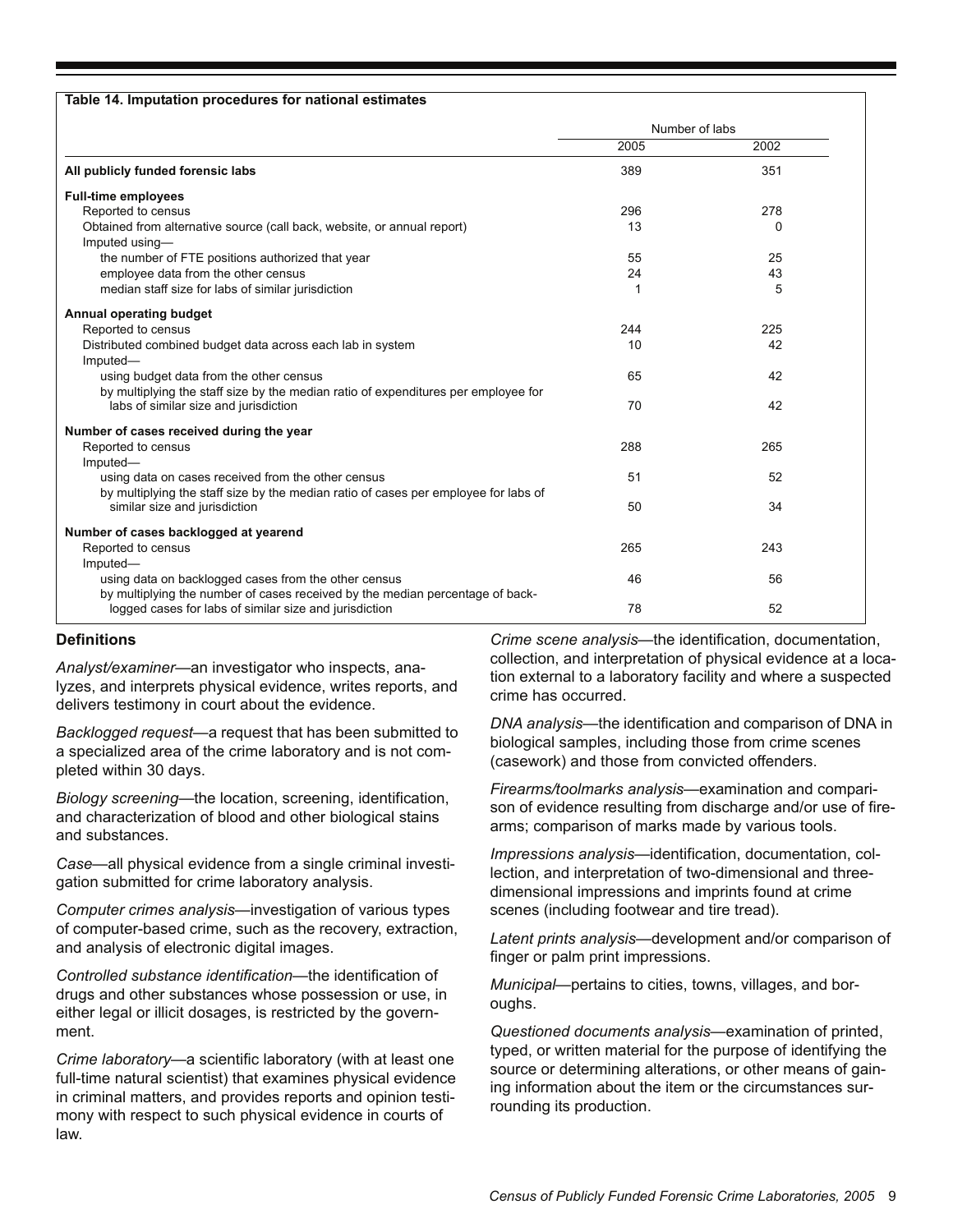**Table 14. Imputation procedures for national estimates**

| | Number of labs | |
|---|---|---|
| | 2005 | 2002 |
| **All publicly funded forensic labs** | 389 | 351 |
| **Full-time employees** | | |
| Reported to census | 296 | 278 |
| Obtained from alternative source (call back, website, or annual report) | 13 | 0 |
| Imputed using— | | |
| the number of FTE positions authorized that year | 55 | 25 |
| employee data from the other census | 24 | 43 |
| median staff size for labs of similar jurisdiction | 1 | 5 |
| **Annual operating budget** | | |
| Reported to census | 244 | 225 |
| Distributed combined budget data across each lab in system | 10 | 42 |
| Imputed— | | |
| using budget data from the other census | 65 | 42 |
| by multiplying the staff size by the median ratio of expenditures per employee for labs of similar size and jurisdiction | 70 | 42 |
| **Number of cases received during the year** | | |
| Reported to census | 288 | 265 |
| Imputed— | | |
| using data on cases received from the other census | 51 | 52 |
| by multiplying the staff size by the median ratio of cases per employee for labs of similar size and jurisdiction | 50 | 34 |
| **Number of cases backlogged at yearend** | | |
| Reported to census | 265 | 243 |
| Imputed— | | |
| using data on backlogged cases from the other census | 46 | 56 |
| by multiplying the number of cases received by the median percentage of backlogged cases for labs of similar size and jurisdiction | 78 | 52 |

## Definitions

*Analyst/examiner*—an investigator who inspects, analyzes, and interprets physical evidence, writes reports, and delivers testimony in court about the evidence.

*Backlogged request*—a request that has been submitted to a specialized area of the crime laboratory and is not completed within 30 days.

*Biology screening*—the location, screening, identification, and characterization of blood and other biological stains and substances.

*Case*—all physical evidence from a single criminal investigation submitted for crime laboratory analysis.

*Computer crimes analysis*—investigation of various types of computer-based crime, such as the recovery, extraction, and analysis of electronic digital images.

*Controlled substance identification*—the identification of drugs and other substances whose possession or use, in either legal or illicit dosages, is restricted by the government.

*Crime laboratory*—a scientific laboratory (with at least one full-time natural scientist) that examines physical evidence in criminal matters, and provides reports and opinion testimony with respect to such physical evidence in courts of law.

*Crime scene analysis*—the identification, documentation, collection, and interpretation of physical evidence at a location external to a laboratory facility and where a suspected crime has occurred.

*DNA analysis*—the identification and comparison of DNA in biological samples, including those from crime scenes (casework) and those from convicted offenders.

*Firearms/toolmarks analysis*—examination and comparison of evidence resulting from discharge and/or use of firearms; comparison of marks made by various tools.

*Impressions analysis*—identification, documentation, collection, and interpretation of two-dimensional and three-dimensional impressions and imprints found at crime scenes (including footwear and tire tread).

*Latent prints analysis*—development and/or comparison of finger or palm print impressions.

*Municipal*—pertains to cities, towns, villages, and boroughs.

*Questioned documents analysis*—examination of printed, typed, or written material for the purpose of identifying the source or determining alterations, or other means of gaining information about the item or the circumstances surrounding its production.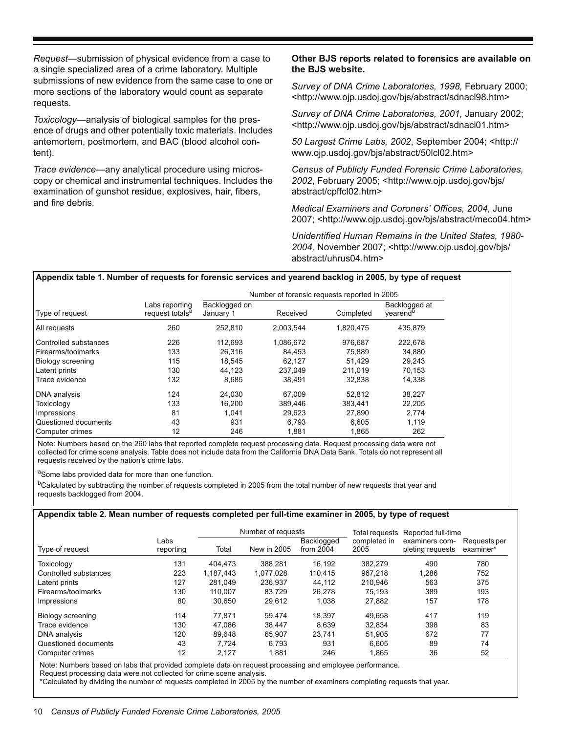*Request*—submission of physical evidence from a case to a single specialized area of a crime laboratory. Multiple submissions of new evidence from the same case to one or more sections of the laboratory would count as separate requests.

*Toxicology*—analysis of biological samples for the presence of drugs and other potentially toxic materials. Includes antemortem, postmortem, and BAC (blood alcohol content).

*Trace evidence*—any analytical procedure using microscopy or chemical and instrumental techniques. Includes the examination of gunshot residue, explosives, hair, fibers, and fire debris.

**Other BJS reports related to forensics are available on the BJS website.**

*Survey of DNA Crime Laboratories, 1998,* February 2000; <http://www.ojp.usdoj.gov/bjs/abstract/sdnacl98.htm>

*Survey of DNA Crime Laboratories, 2001,* January 2002; <http://www.ojp.usdoj.gov/bjs/abstract/sdnacl01.htm>

*50 Largest Crime Labs, 2002*, September 2004; <http://www.ojp.usdoj.gov/bjs/abstract/50lcl02.htm>

*Census of Publicly Funded Forensic Crime Laboratories, 2002*, February 2005; <http://www.ojp.usdoj.gov/bjs/abstract/cpffcl02.htm>

*Medical Examiners and Coroners' Offices, 2004*, June 2007; <http://www.ojp.usdoj.gov/bjs/abstract/meco04.htm>

*Unidentified Human Remains in the United States, 1980-2004,* November 2007; <http://www.ojp.usdoj.gov/bjs/abstract/uhrus04.htm>

**Appendix table 1. Number of requests for forensic services and yearend backlog in 2005, by type of request**

| | | Number of forensic requests reported in 2005 | | | |
|---|---|---|---|---|---|
| Type of request | Labs reporting request totals[a] | Backlogged on January 1 | Received | Completed | Backlogged at yearend[b] |
| All requests | 260 | 252,810 | 2,003,544 | 1,820,475 | 435,879 |
| Controlled substances | 226 | 112,693 | 1,086,672 | 976,687 | 222,678 |
| Firearms/toolmarks | 133 | 26,316 | 84,453 | 75,889 | 34,880 |
| Biology screening | 115 | 18,545 | 62,127 | 51,429 | 29,243 |
| Latent prints | 130 | 44,123 | 237,049 | 211,019 | 70,153 |
| Trace evidence | 132 | 8,685 | 38,491 | 32,838 | 14,338 |
| DNA analysis | 124 | 24,030 | 67,009 | 52,812 | 38,227 |
| Toxicology | 133 | 16,200 | 389,446 | 383,441 | 22,205 |
| Impressions | 81 | 1,041 | 29,623 | 27,890 | 2,774 |
| Questioned documents | 43 | 931 | 6,793 | 6,605 | 1,119 |
| Computer crimes | 12 | 246 | 1,881 | 1,865 | 262 |

Note: Numbers based on the 260 labs that reported complete request processing data. Request processing data were not collected for crime scene analysis. Table does not include data from the California DNA Data Bank. Totals do not represent all requests received by the nation's crime labs.

[a]Some labs provided data for more than one function.

[b]Calculated by subtracting the number of requests completed in 2005 from the total number of new requests that year and requests backlogged from 2004.

**Appendix table 2. Mean number of requests completed per full-time examiner in 2005, by type of request**

| | | Number of requests | | | | | |
|---|---|---|---|---|---|---|---|
| Type of request | Labs reporting | Total | New in 2005 | Backlogged from 2004 | Total requests completed in 2005 | Reported full-time examiners completing requests | Requests per examiner* |
| Toxicology | 131 | 404,473 | 388,281 | 16,192 | 382,279 | 490 | 780 |
| Controlled substances | 223 | 1,187,443 | 1,077,028 | 110,415 | 967,218 | 1,286 | 752 |
| Latent prints | 127 | 281,049 | 236,937 | 44,112 | 210,946 | 563 | 375 |
| Firearms/toolmarks | 130 | 110,007 | 83,729 | 26,278 | 75,193 | 389 | 193 |
| Impressions | 80 | 30,650 | 29,612 | 1,038 | 27,882 | 157 | 178 |
| Biology screening | 114 | 77,871 | 59,474 | 18,397 | 49,658 | 417 | 119 |
| Trace evidence | 130 | 47,086 | 38,447 | 8,639 | 32,834 | 398 | 83 |
| DNA analysis | 120 | 89,648 | 65,907 | 23,741 | 51,905 | 672 | 77 |
| Questioned documents | 43 | 7,724 | 6,793 | 931 | 6,605 | 89 | 74 |
| Computer crimes | 12 | 2,127 | 1,881 | 246 | 1,865 | 36 | 52 |

Note: Numbers based on labs that provided complete data on request processing and employee performance. Request processing data were not collected for crime scene analysis.

*Calculated by dividing the number of requests completed in 2005 by the number of examiners completing requests that year.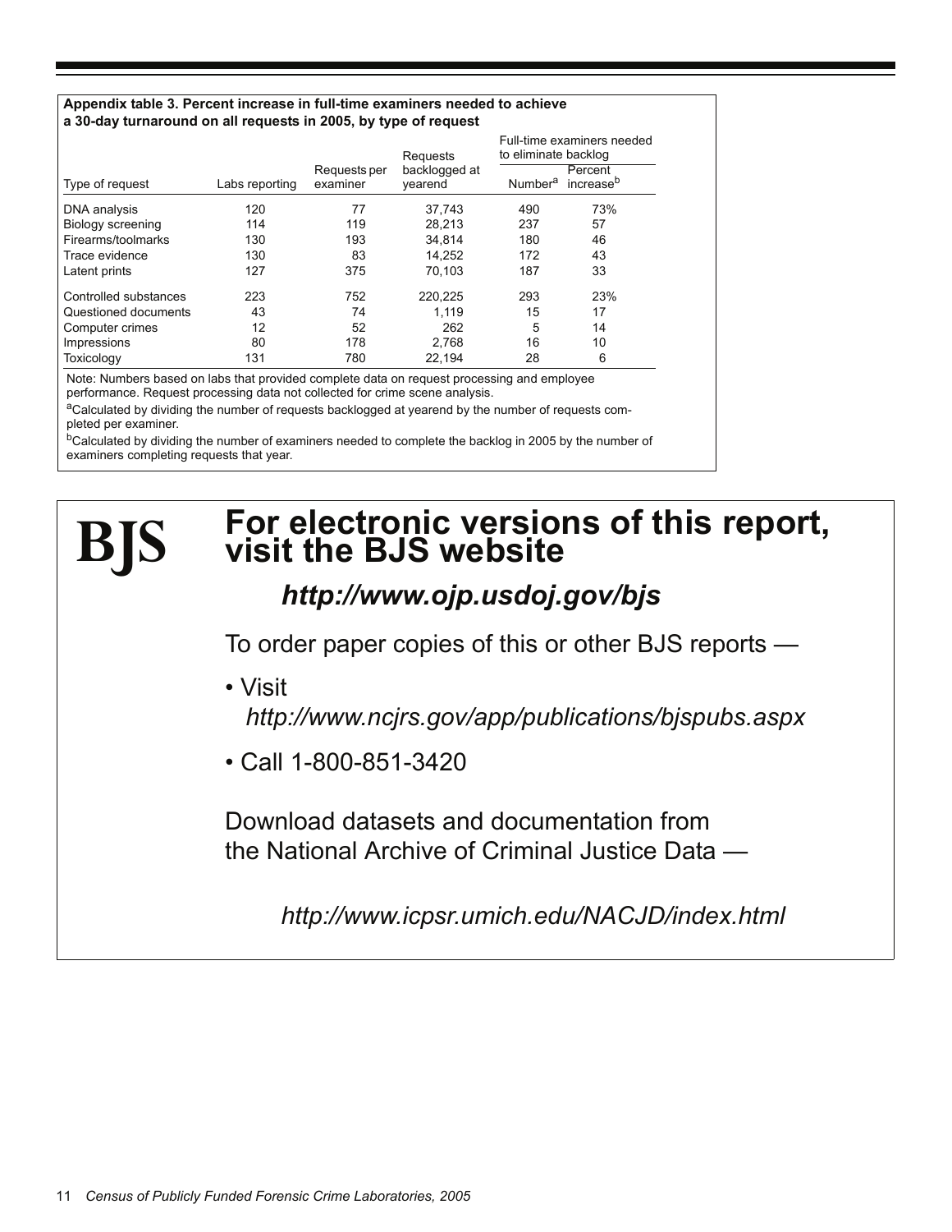**Appendix table 3. Percent increase in full-time examiners needed to achieve a 30-day turnaround on all requests in 2005, by type of request**

| Type of request | Labs reporting | Requests per examiner | Requests backlogged at yearend | Full-time examiners needed to eliminate backlog | |
|---|---|---|---|---|---|
| | | | | Number[a] | Percent increase[b] |
| DNA analysis | 120 | 77 | 37,743 | 490 | 73% |
| Biology screening | 114 | 119 | 28,213 | 237 | 57 |
| Firearms/toolmarks | 130 | 193 | 34,814 | 180 | 46 |
| Trace evidence | 130 | 83 | 14,252 | 172 | 43 |
| Latent prints | 127 | 375 | 70,103 | 187 | 33 |
| Controlled substances | 223 | 752 | 220,225 | 293 | 23% |
| Questioned documents | 43 | 74 | 1,119 | 15 | 17 |
| Computer crimes | 12 | 52 | 262 | 5 | 14 |
| Impressions | 80 | 178 | 2,768 | 16 | 10 |
| Toxicology | 131 | 780 | 22,194 | 28 | 6 |

Note: Numbers based on labs that provided complete data on request processing and employee performance. Request processing data not collected for crime scene analysis.

[a]Calculated by dividing the number of requests backlogged at yearend by the number of requests completed per examiner.

[b]Calculated by dividing the number of examiners needed to complete the backlog in 2005 by the number of examiners completing requests that year.

**BJS**

# For electronic versions of this report, visit the BJS website

***http://www.ojp.usdoj.gov/bjs***

To order paper copies of this or other BJS reports —

- Visit *http://www.ncjrs.gov/app/publications/bjspubs.aspx*
- Call 1-800-851-3420

Download datasets and documentation from the National Archive of Criminal Justice Data —

*http://www.icpsr.umich.edu/NACJD/index.html*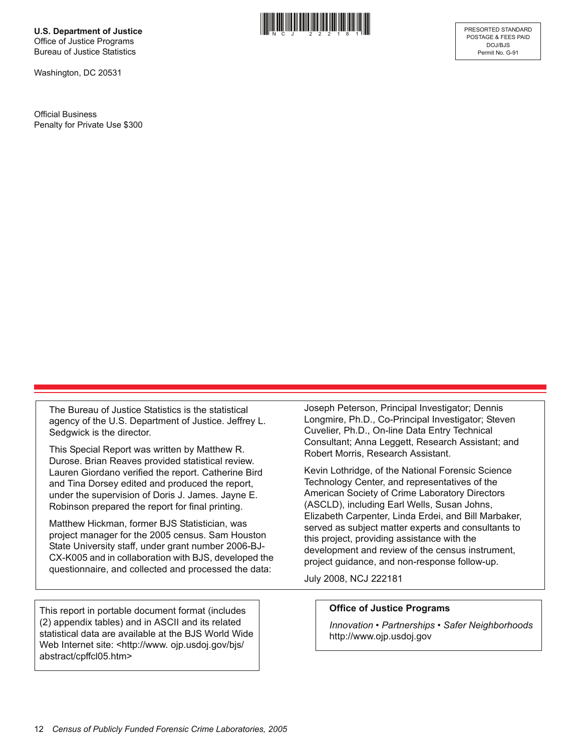**U.S. Department of Justice**
Office of Justice Programs
Bureau of Justice Statistics

Washington, DC 20531

Official Business
Penalty for Private Use $300

PRESORTED STANDARD
POSTAGE & FEES PAID
DOJ/BJS
Permit No. G-91

The Bureau of Justice Statistics is the statistical agency of the U.S. Department of Justice. Jeffrey L. Sedgwick is the director.

This Special Report was written by Matthew R. Durose. Brian Reaves provided statistical review. Lauren Giordano verified the report. Catherine Bird and Tina Dorsey edited and produced the report, under the supervision of Doris J. James. Jayne E. Robinson prepared the report for final printing.

Matthew Hickman, former BJS Statistician, was project manager for the 2005 census. Sam Houston State University staff, under grant number 2006-BJ-CX-K005 and in collaboration with BJS, developed the questionnaire, and collected and processed the data: Joseph Peterson, Principal Investigator; Dennis Longmire, Ph.D., Co-Principal Investigator; Steven Cuvelier, Ph.D., On-line Data Entry Technical Consultant; Anna Leggett, Research Assistant; and Robert Morris, Research Assistant.

Kevin Lothridge, of the National Forensic Science Technology Center, and representatives of the American Society of Crime Laboratory Directors (ASCLD), including Earl Wells, Susan Johns, Elizabeth Carpenter, Linda Erdei, and Bill Marbaker, served as subject matter experts and consultants to this project, providing assistance with the development and review of the census instrument, project guidance, and non-response follow-up.

July 2008, NCJ 222181

This report in portable document format (includes (2) appendix tables) and in ASCII and its related statistical data are available at the BJS World Wide Web Internet site: <http://www. ojp.usdoj.gov/bjs/abstract/cpffcl05.htm>

**Office of Justice Programs**

*Innovation • Partnerships • Safer Neighborhoods*
http://www.ojp.usdoj.gov